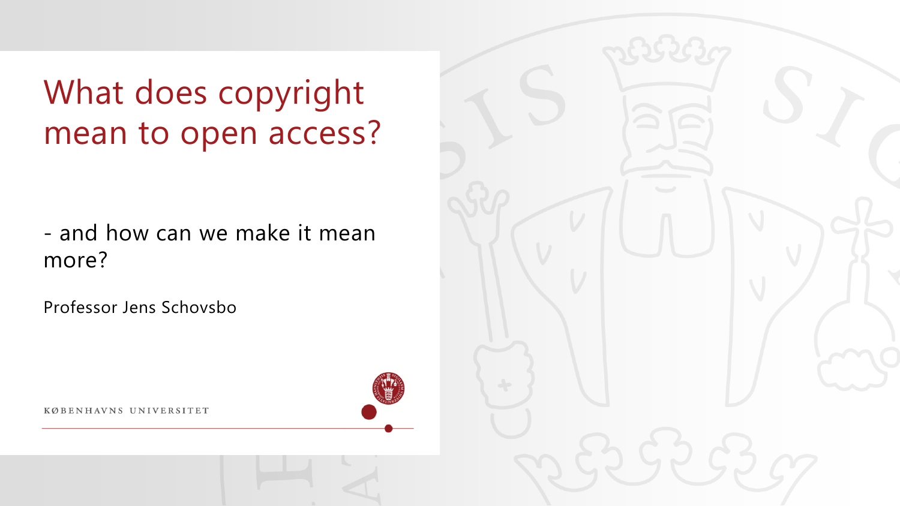# What does copyright mean to open access?

- and how can we make it mean more?

Professor Jens Schovsbo

KØBENHAVNS UNIVERSITET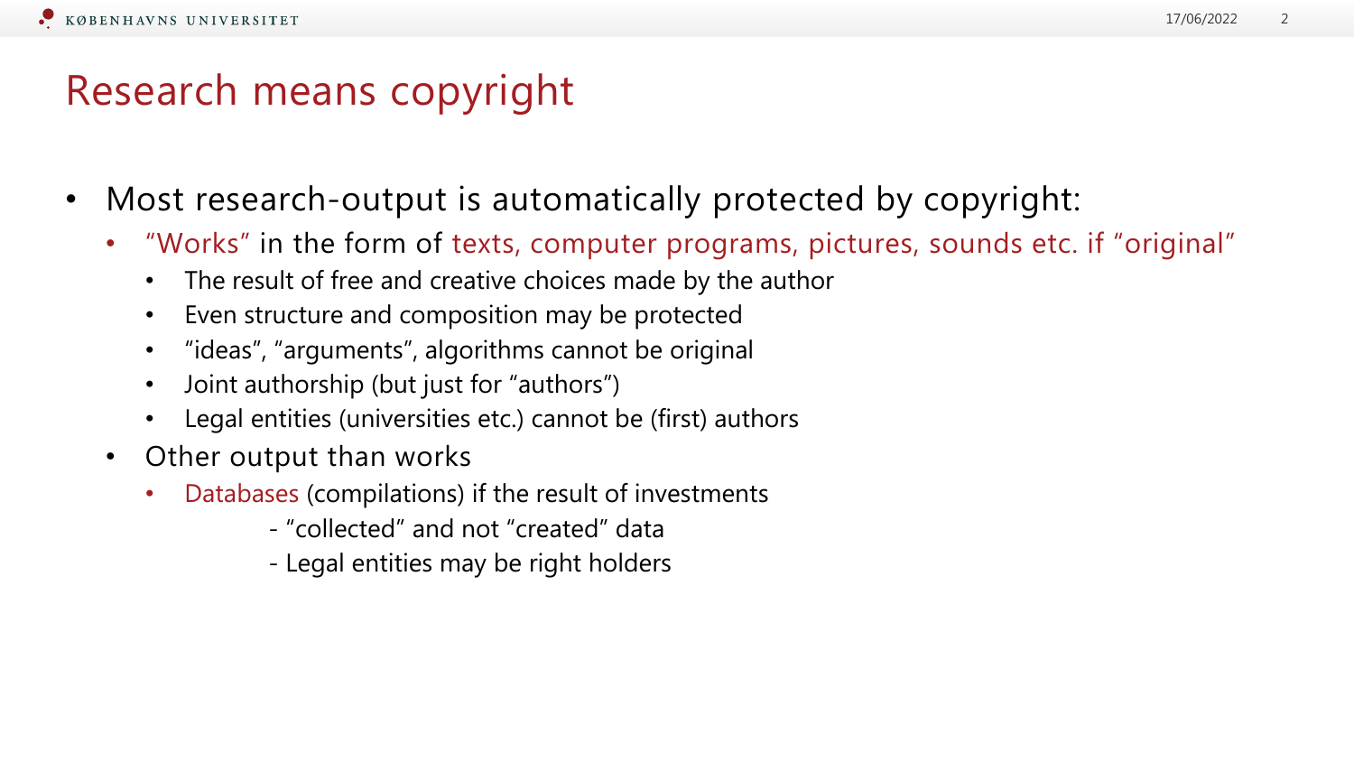# Research means copyright

- Most research-output is automatically protected by copyright:
  - "Works" in the form of texts, computer programs, pictures, sounds etc. if "original"
    - The result of free and creative choices made by the author
    - Even structure and composition may be protected
    - "ideas", "arguments", algorithms cannot be original
    - Joint authorship (but just for "authors")
    - Legal entities (universities etc.) cannot be (first) authors
  - Other output than works
    - Databases (compilations) if the result of investments
      - "collected" and not "created" data
      - Legal entities may be right holders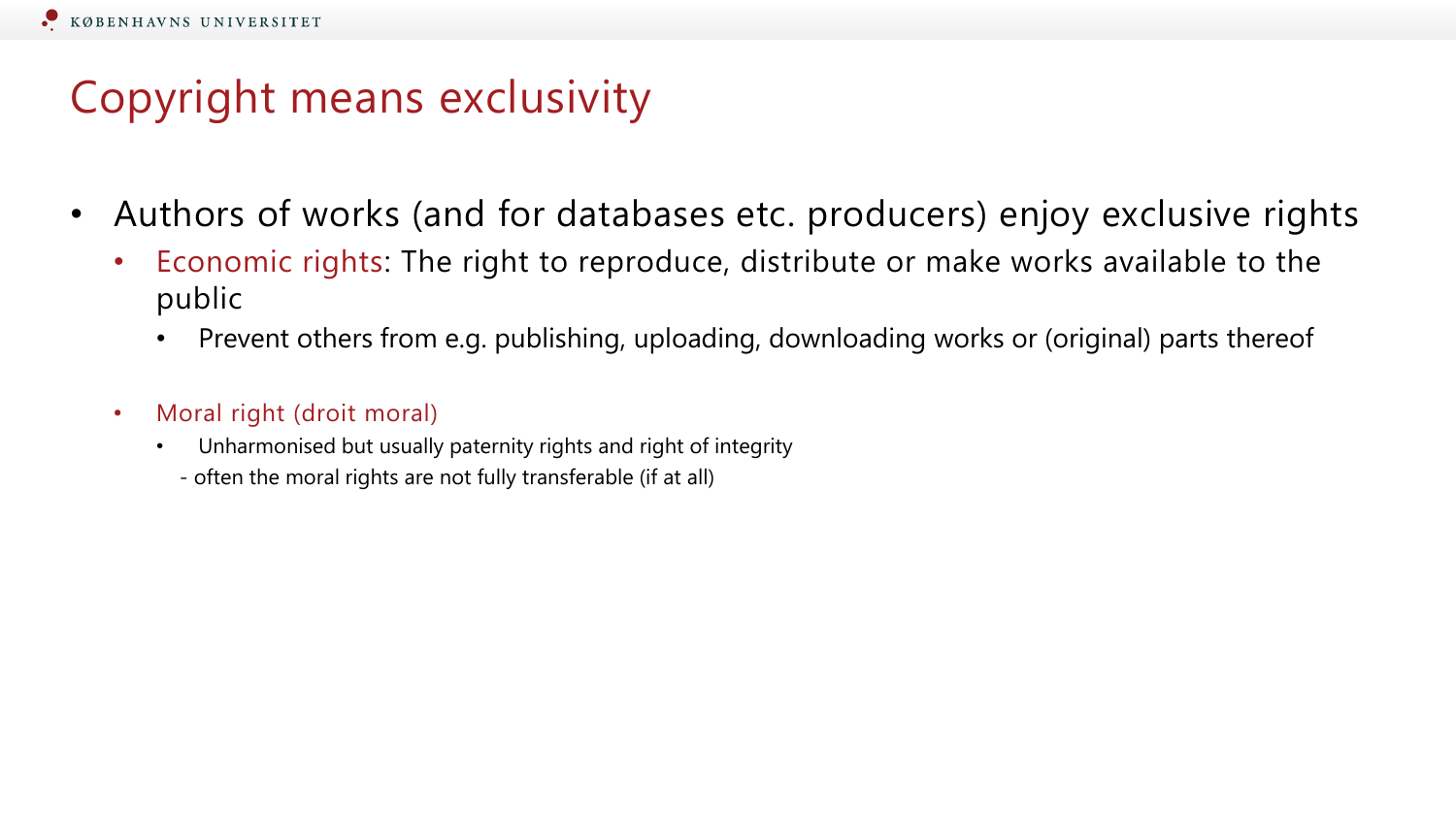# Copyright means exclusivity

- Authors of works (and for databases etc. producers) enjoy exclusive rights
  - Economic rights: The right to reproduce, distribute or make works available to the public
    - Prevent others from e.g. publishing, uploading, downloading works or (original) parts thereof
  - Moral right (droit moral)
    - Unharmonised but usually paternity rights and right of integrity
    
    \- often the moral rights are not fully transferable (if at all)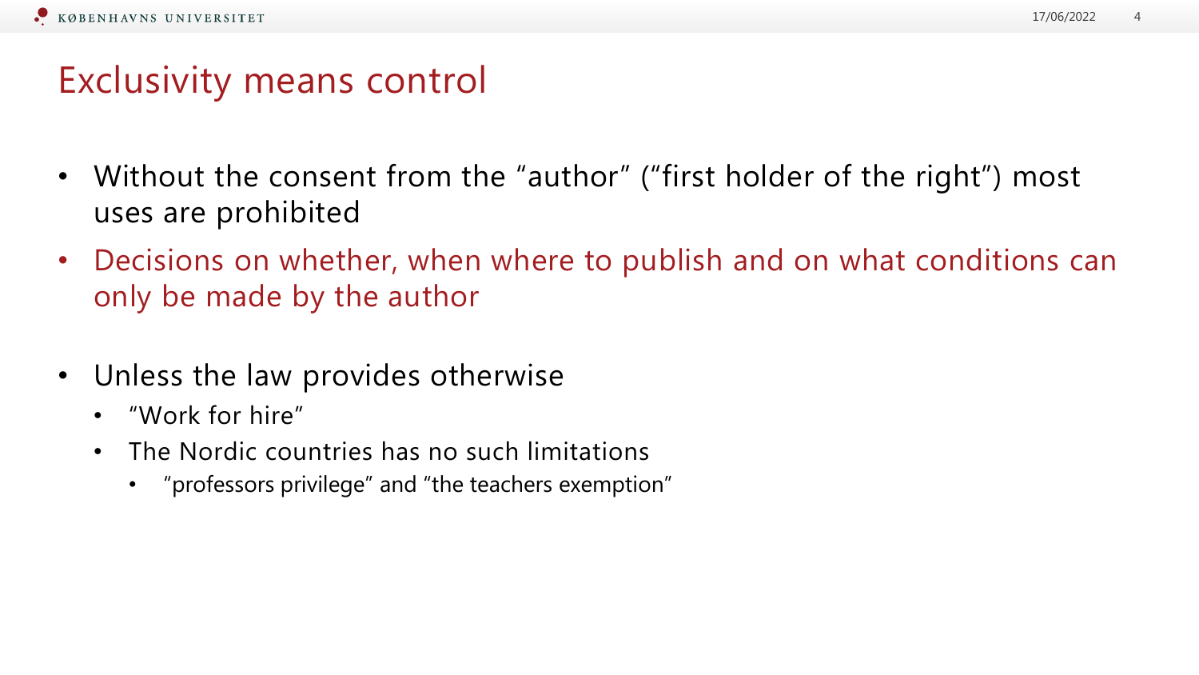# Exclusivity means control

- Without the consent from the "author" ("first holder of the right") most uses are prohibited
- Decisions on whether, when where to publish and on what conditions can only be made by the author
- Unless the law provides otherwise
  - "Work for hire"
  - The Nordic countries has no such limitations
    - "professors privilege" and "the teachers exemption"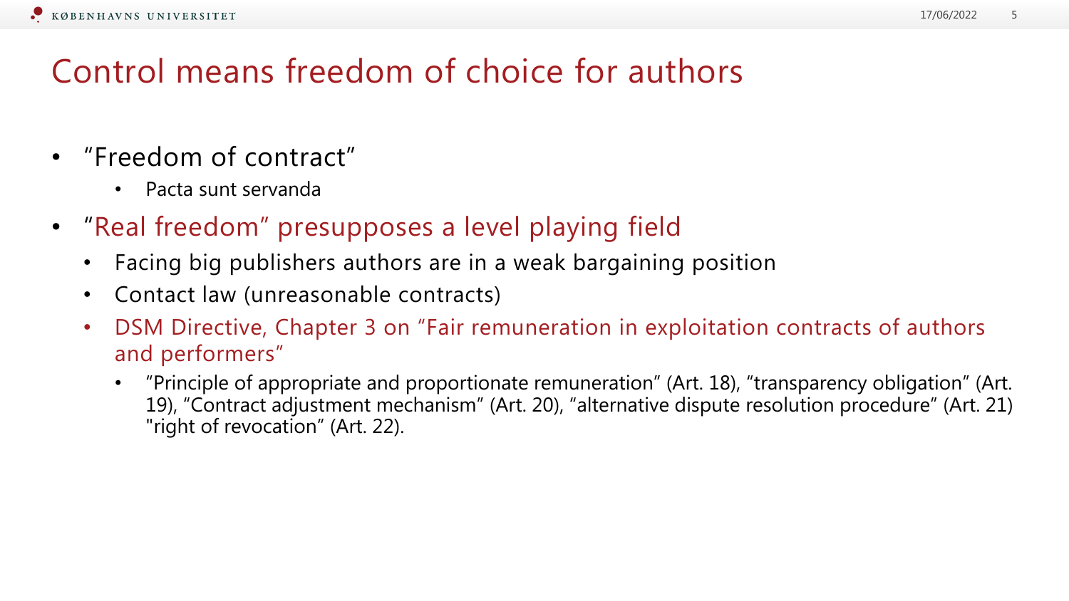# Control means freedom of choice for authors

- “Freedom of contract”
  - Pacta sunt servanda
- “Real freedom” presupposes a level playing field
  - Facing big publishers authors are in a weak bargaining position
  - Contact law (unreasonable contracts)
  - DSM Directive, Chapter 3 on “Fair remuneration in exploitation contracts of authors and performers”
    - “Principle of appropriate and proportionate remuneration” (Art. 18), “transparency obligation” (Art. 19), “Contract adjustment mechanism” (Art. 20), “alternative dispute resolution procedure” (Art. 21) "right of revocation” (Art. 22).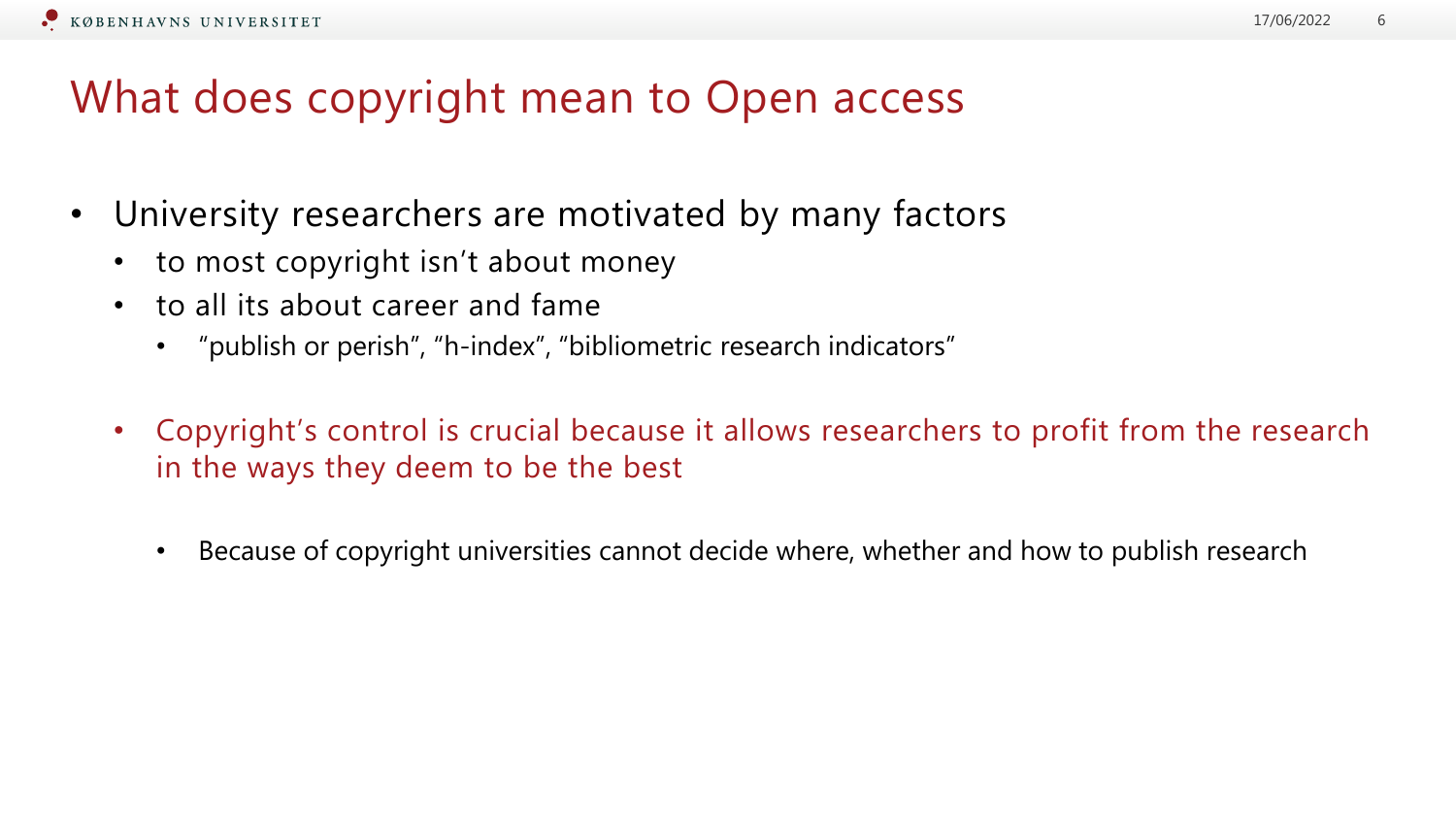# What does copyright mean to Open access

- University researchers are motivated by many factors
  - to most copyright isn’t about money
  - to all its about career and fame
    - “publish or perish”, “h-index”, “bibliometric research indicators”
  - Copyright’s control is crucial because it allows researchers to profit from the research in the ways they deem to be the best
    - Because of copyright universities cannot decide where, whether and how to publish research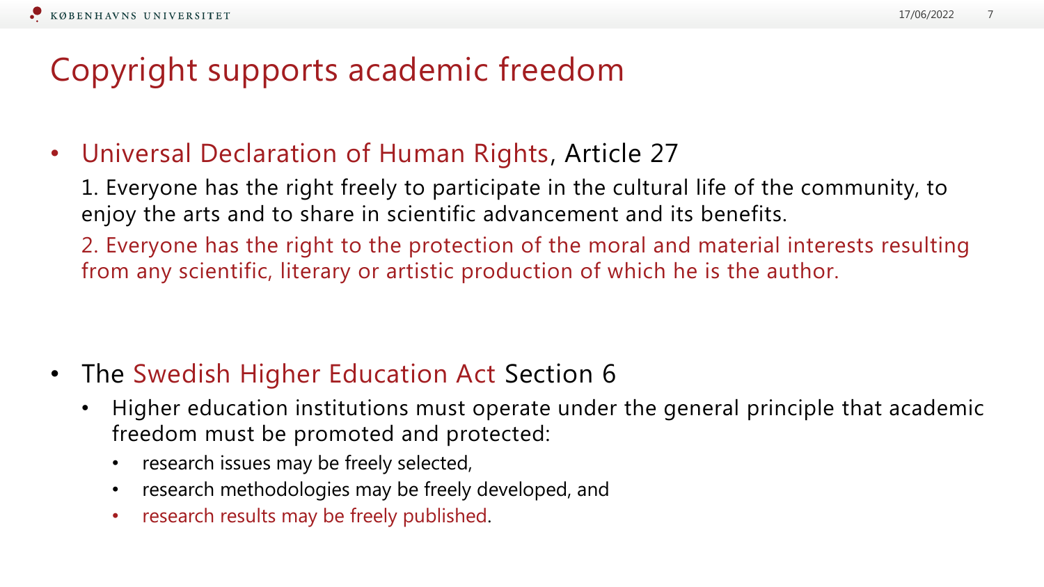# Copyright supports academic freedom

- Universal Declaration of Human Rights, Article 27

  1. Everyone has the right freely to participate in the cultural life of the community, to enjoy the arts and to share in scientific advancement and its benefits.

  2. Everyone has the right to the protection of the moral and material interests resulting from any scientific, literary or artistic production of which he is the author.

- The Swedish Higher Education Act Section 6
  - Higher education institutions must operate under the general principle that academic freedom must be promoted and protected:
    - research issues may be freely selected,
    - research methodologies may be freely developed, and
    - research results may be freely published.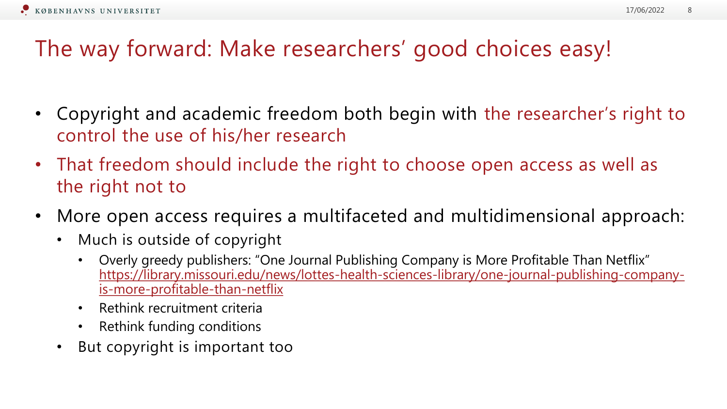# The way forward: Make researchers' good choices easy!

- Copyright and academic freedom both begin with the researcher's right to control the use of his/her research
- That freedom should include the right to choose open access as well as the right not to
- More open access requires a multifaceted and multidimensional approach:
  - Much is outside of copyright
    - Overly greedy publishers: "One Journal Publishing Company is More Profitable Than Netflix" https://library.missouri.edu/news/lottes-health-sciences-library/one-journal-publishing-company-is-more-profitable-than-netflix
    - Rethink recruitment criteria
    - Rethink funding conditions
  - But copyright is important too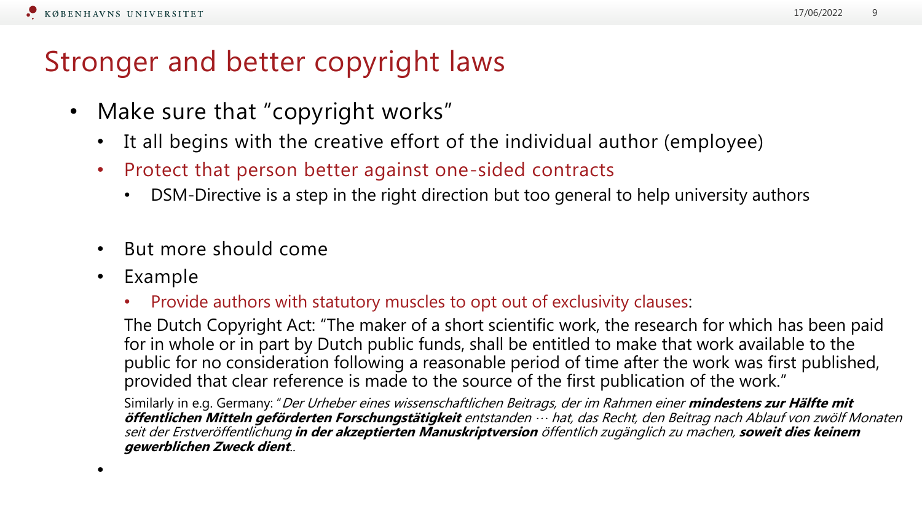# Stronger and better copyright laws

- Make sure that "copyright works"
  - It all begins with the creative effort of the individual author (employee)
  - Protect that person better against one-sided contracts
    - DSM-Directive is a step in the right direction but too general to help university authors
  - But more should come
  - Example
    - Provide authors with statutory muscles to opt out of exclusivity clauses:

    The Dutch Copyright Act: "The maker of a short scientific work, the research for which has been paid for in whole or in part by Dutch public funds, shall be entitled to make that work available to the public for no consideration following a reasonable period of time after the work was first published, provided that clear reference is made to the source of the first publication of the work."

    Similarly in e.g. Germany: "*Der Urheber eines wissenschaftlichen Beitrags, der im Rahmen einer* ***mindestens zur Hälfte mit öffentlichen Mitteln geförderten Forschungstätigkeit*** *entstanden … hat, das Recht, den Beitrag nach Ablauf von zwölf Monaten seit der Erstveröffentlichung* ***in der akzeptierten Manuskriptversion*** *öffentlich zugänglich zu machen,* ***soweit dies keinem gewerblichen Zweck dient***..
-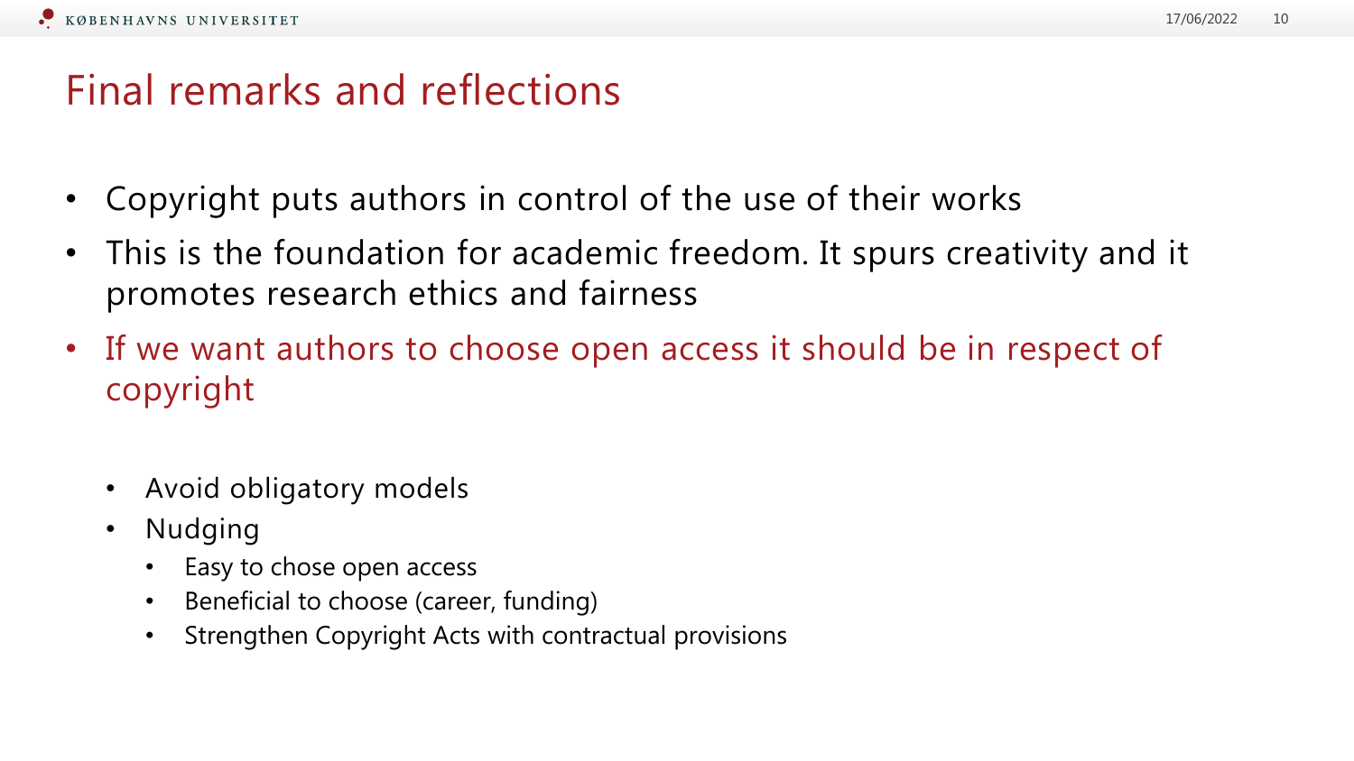# Final remarks and reflections

- Copyright puts authors in control of the use of their works
- This is the foundation for academic freedom. It spurs creativity and it promotes research ethics and fairness
- If we want authors to choose open access it should be in respect of copyright
  - Avoid obligatory models
  - Nudging
    - Easy to chose open access
    - Beneficial to choose (career, funding)
    - Strengthen Copyright Acts with contractual provisions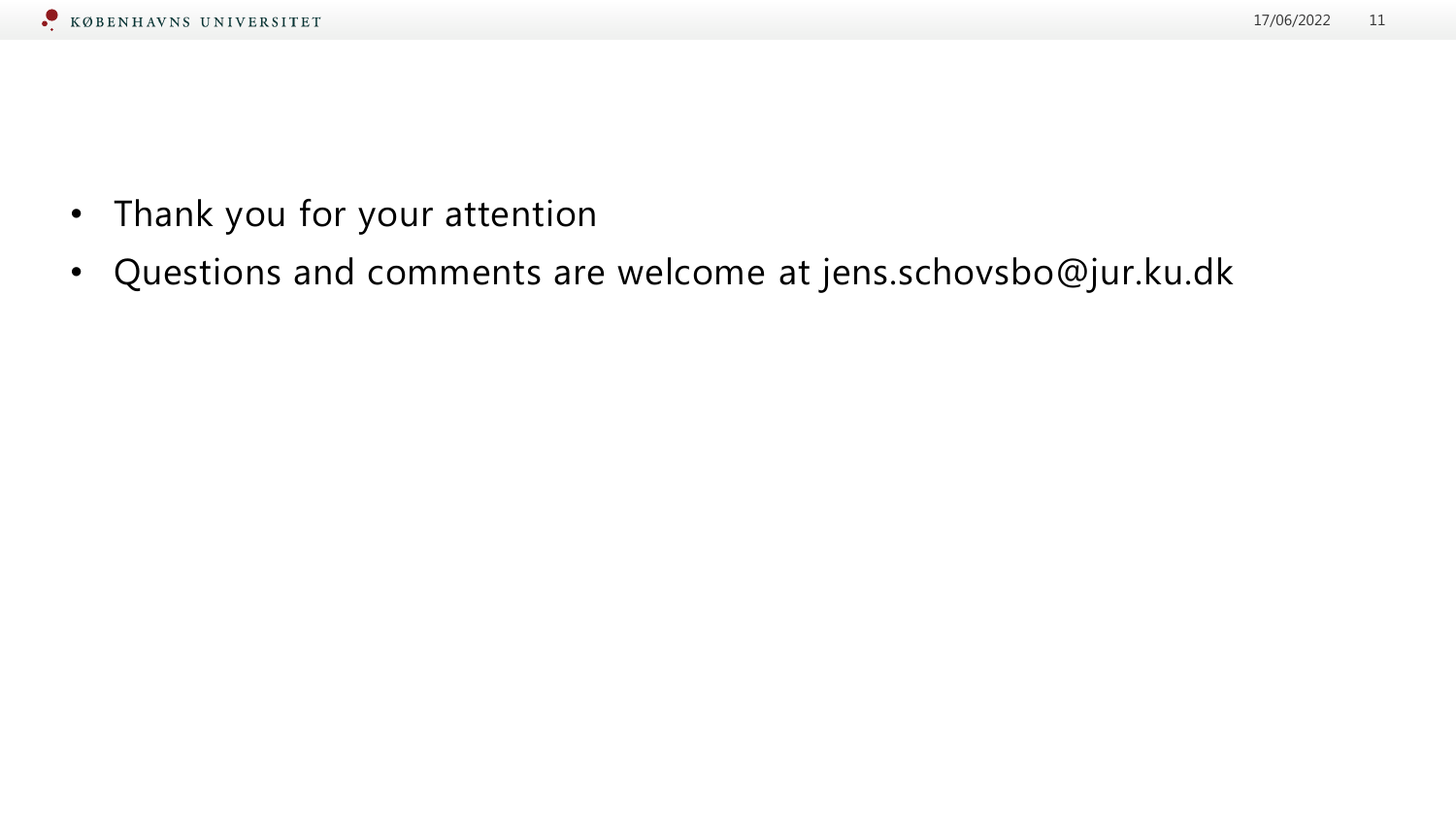- Thank you for your attention
- Questions and comments are welcome at jens.schovsbo@jur.ku.dk